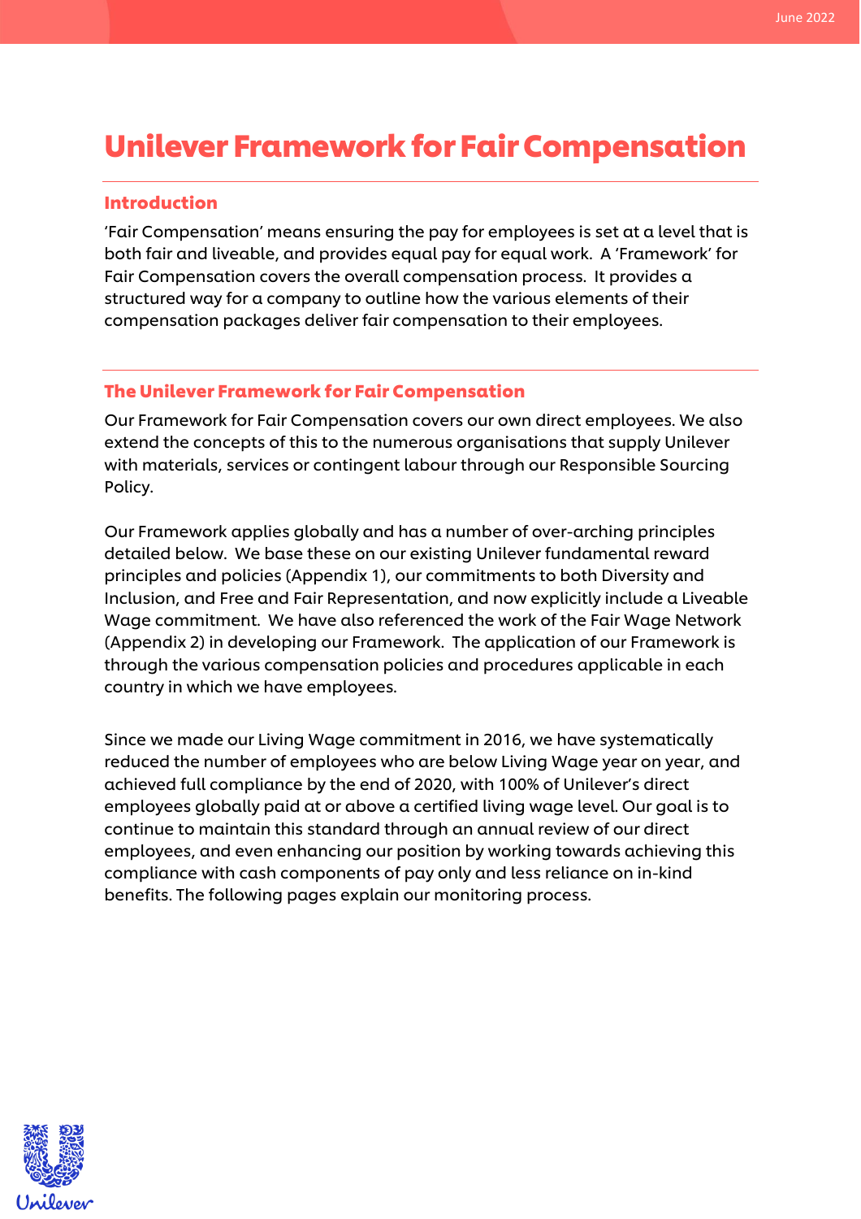# Unilever Framework for Fair Compensation

## Introduction

'Fair Compensation' means ensuring the pay for employees is set at a level that is both fair and liveable, and provides equal pay for equal work. A 'Framework' for Fair Compensation covers the overall compensation process. It provides a structured way for a company to outline how the various elements of their compensation packages deliver fair compensation to their employees.

## The Unilever Framework for Fair Compensation

Our Framework for Fair Compensation covers our own direct employees. We also extend the concepts of this to the numerous organisations that supply Unilever with materials, services or contingent labour through our Responsible Sourcing Policy.

Our Framework applies globally and has a number of over-arching principles detailed below. We base these on our existing Unilever fundamental reward principles and policies (Appendix 1), our commitments to both Diversity and Inclusion, and Free and Fair Representation, and now explicitly include a Liveable Wage commitment. We have also referenced the work of the Fair Wage Network (Appendix 2) in developing our Framework. The application of our Framework is through the various compensation policies and procedures applicable in each country in which we have employees.

Since we made our Living Wage commitment in 2016, we have systematically reduced the number of employees who are below Living Wage year on year, and achieved full compliance by the end of 2020, with 100% of Unilever's direct employees globally paid at or above a certified living wage level. Our goal is to continue to maintain this standard through an annual review of our direct employees, and even enhancing our position by working towards achieving this compliance with cash components of pay only and less reliance on in-kind benefits. The following pages explain our monitoring process.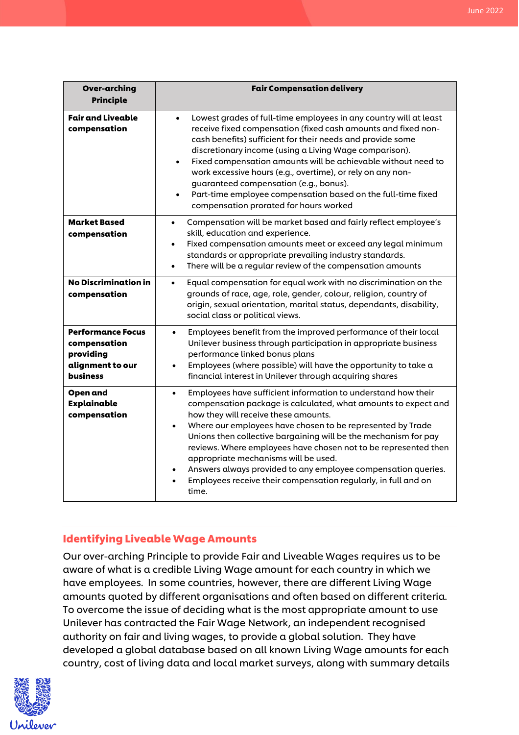| Over-arching Principle | Fair Compensation delivery |
|---|---|
| **Fair and Liveable compensation** | • Lowest grades of full-time employees in any country will at least receive fixed compensation (fixed cash amounts and fixed non-cash benefits) sufficient for their needs and provide some discretionary income (using a Living Wage comparison).<br>• Fixed compensation amounts will be achievable without need to work excessive hours (e.g., overtime), or rely on any non-guaranteed compensation (e.g., bonus).<br>• Part-time employee compensation based on the full-time fixed compensation prorated for hours worked |
| **Market Based compensation** | • Compensation will be market based and fairly reflect employee's skill, education and experience.<br>• Fixed compensation amounts meet or exceed any legal minimum standards or appropriate prevailing industry standards.<br>• There will be a regular review of the compensation amounts |
| **No Discrimination in compensation** | • Equal compensation for equal work with no discrimination on the grounds of race, age, role, gender, colour, religion, country of origin, sexual orientation, marital status, dependants, disability, social class or political views. |
| **Performance Focus compensation providing alignment to our business** | • Employees benefit from the improved performance of their local Unilever business through participation in appropriate business performance linked bonus plans<br>• Employees (where possible) will have the opportunity to take a financial interest in Unilever through acquiring shares |
| **Open and Explainable compensation** | • Employees have sufficient information to understand how their compensation package is calculated, what amounts to expect and how they will receive these amounts.<br>• Where our employees have chosen to be represented by Trade Unions then collective bargaining will be the mechanism for pay reviews. Where employees have chosen not to be represented then appropriate mechanisms will be used.<br>• Answers always provided to any employee compensation queries.<br>• Employees receive their compensation regularly, in full and on time. |

## Identifying Liveable Wage Amounts

Our over-arching Principle to provide Fair and Liveable Wages requires us to be aware of what is a credible Living Wage amount for each country in which we have employees. In some countries, however, there are different Living Wage amounts quoted by different organisations and often based on different criteria. To overcome the issue of deciding what is the most appropriate amount to use Unilever has contracted the Fair Wage Network, an independent recognised authority on fair and living wages, to provide a global solution. They have developed a global database based on all known Living Wage amounts for each country, cost of living data and local market surveys, along with summary details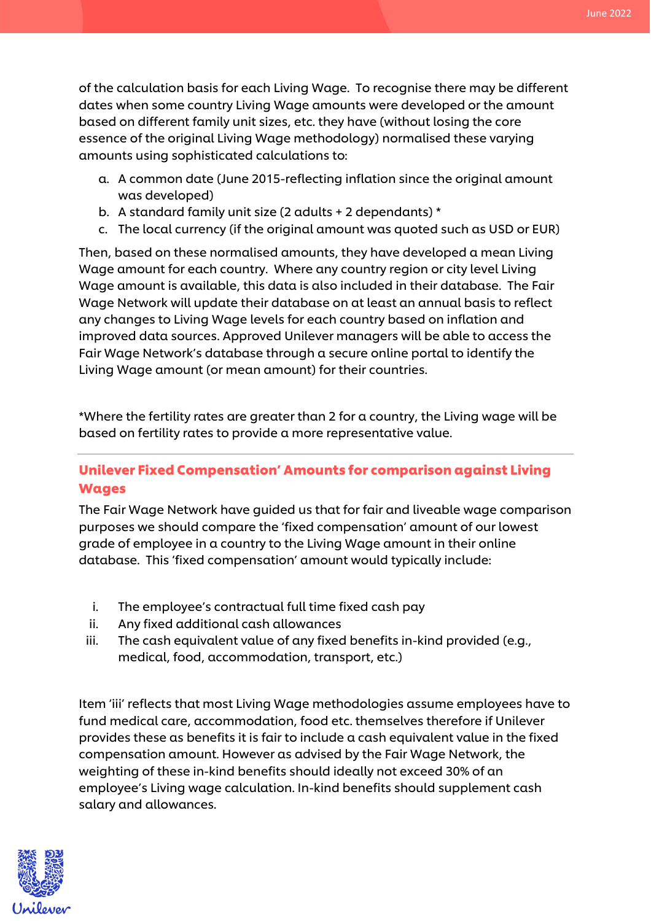of the calculation basis for each Living Wage. To recognise there may be different dates when some country Living Wage amounts were developed or the amount based on different family unit sizes, etc. they have (without losing the core essence of the original Living Wage methodology) normalised these varying amounts using sophisticated calculations to:

a. A common date (June 2015-reflecting inflation since the original amount was developed)
b. A standard family unit size (2 adults + 2 dependants) *
c. The local currency (if the original amount was quoted such as USD or EUR)

Then, based on these normalised amounts, they have developed a mean Living Wage amount for each country. Where any country region or city level Living Wage amount is available, this data is also included in their database. The Fair Wage Network will update their database on at least an annual basis to reflect any changes to Living Wage levels for each country based on inflation and improved data sources. Approved Unilever managers will be able to access the Fair Wage Network's database through a secure online portal to identify the Living Wage amount (or mean amount) for their countries.

*Where the fertility rates are greater than 2 for a country, the Living wage will be based on fertility rates to provide a more representative value.

---

## Unilever Fixed Compensation' Amounts for comparison against Living Wages

The Fair Wage Network have guided us that for fair and liveable wage comparison purposes we should compare the 'fixed compensation' amount of our lowest grade of employee in a country to the Living Wage amount in their online database. This 'fixed compensation' amount would typically include:

i. The employee's contractual full time fixed cash pay
ii. Any fixed additional cash allowances
iii. The cash equivalent value of any fixed benefits in-kind provided (e.g., medical, food, accommodation, transport, etc.)

Item 'iii' reflects that most Living Wage methodologies assume employees have to fund medical care, accommodation, food etc. themselves therefore if Unilever provides these as benefits it is fair to include a cash equivalent value in the fixed compensation amount. However as advised by the Fair Wage Network, the weighting of these in-kind benefits should ideally not exceed 30% of an employee's Living wage calculation. In-kind benefits should supplement cash salary and allowances.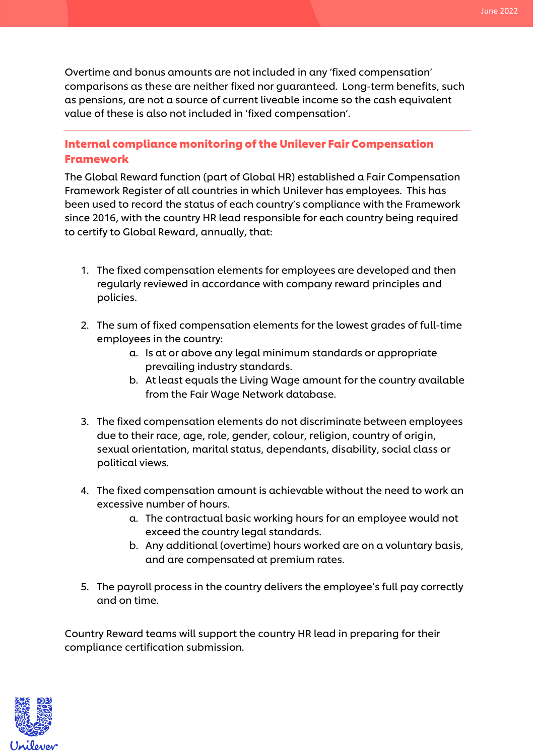Overtime and bonus amounts are not included in any 'fixed compensation' comparisons as these are neither fixed nor guaranteed. Long-term benefits, such as pensions, are not a source of current liveable income so the cash equivalent value of these is also not included in 'fixed compensation'.

---

## Internal compliance monitoring of the Unilever Fair Compensation Framework

The Global Reward function (part of Global HR) established a Fair Compensation Framework Register of all countries in which Unilever has employees. This has been used to record the status of each country's compliance with the Framework since 2016, with the country HR lead responsible for each country being required to certify to Global Reward, annually, that:

1. The fixed compensation elements for employees are developed and then regularly reviewed in accordance with company reward principles and policies.

2. The sum of fixed compensation elements for the lowest grades of full-time employees in the country:
    a. Is at or above any legal minimum standards or appropriate prevailing industry standards.
    b. At least equals the Living Wage amount for the country available from the Fair Wage Network database.

3. The fixed compensation elements do not discriminate between employees due to their race, age, role, gender, colour, religion, country of origin, sexual orientation, marital status, dependants, disability, social class or political views.

4. The fixed compensation amount is achievable without the need to work an excessive number of hours.
    a. The contractual basic working hours for an employee would not exceed the country legal standards.
    b. Any additional (overtime) hours worked are on a voluntary basis, and are compensated at premium rates.

5. The payroll process in the country delivers the employee's full pay correctly and on time.

Country Reward teams will support the country HR lead in preparing for their compliance certification submission.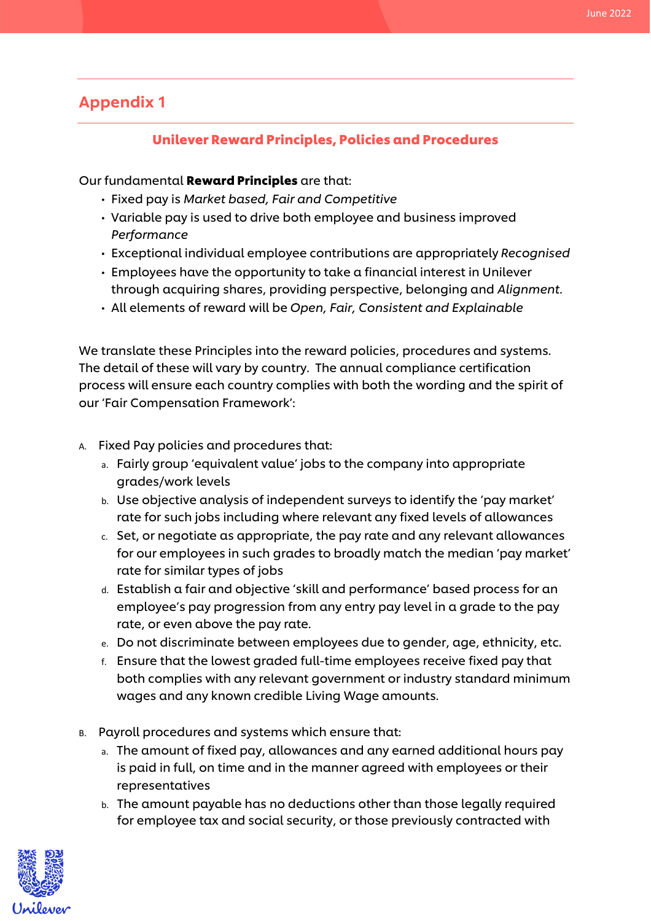## Appendix 1

### Unilever Reward Principles, Policies and Procedures

Our fundamental **Reward Principles** are that:

- Fixed pay is *Market based, Fair and Competitive*
- Variable pay is used to drive both employee and business improved *Performance*
- Exceptional individual employee contributions are appropriately *Recognised*
- Employees have the opportunity to take a financial interest in Unilever through acquiring shares, providing perspective, belonging and *Alignment*.
- All elements of reward will be *Open, Fair, Consistent and Explainable*

We translate these Principles into the reward policies, procedures and systems. The detail of these will vary by country. The annual compliance certification process will ensure each country complies with both the wording and the spirit of our 'Fair Compensation Framework':

A. Fixed Pay policies and procedures that:
   a. Fairly group 'equivalent value' jobs to the company into appropriate grades/work levels
   b. Use objective analysis of independent surveys to identify the 'pay market' rate for such jobs including where relevant any fixed levels of allowances
   c. Set, or negotiate as appropriate, the pay rate and any relevant allowances for our employees in such grades to broadly match the median 'pay market' rate for similar types of jobs
   d. Establish a fair and objective 'skill and performance' based process for an employee's pay progression from any entry pay level in a grade to the pay rate, or even above the pay rate.
   e. Do not discriminate between employees due to gender, age, ethnicity, etc.
   f. Ensure that the lowest graded full-time employees receive fixed pay that both complies with any relevant government or industry standard minimum wages and any known credible Living Wage amounts.

B. Payroll procedures and systems which ensure that:
   a. The amount of fixed pay, allowances and any earned additional hours pay is paid in full, on time and in the manner agreed with employees or their representatives
   b. The amount payable has no deductions other than those legally required for employee tax and social security, or those previously contracted with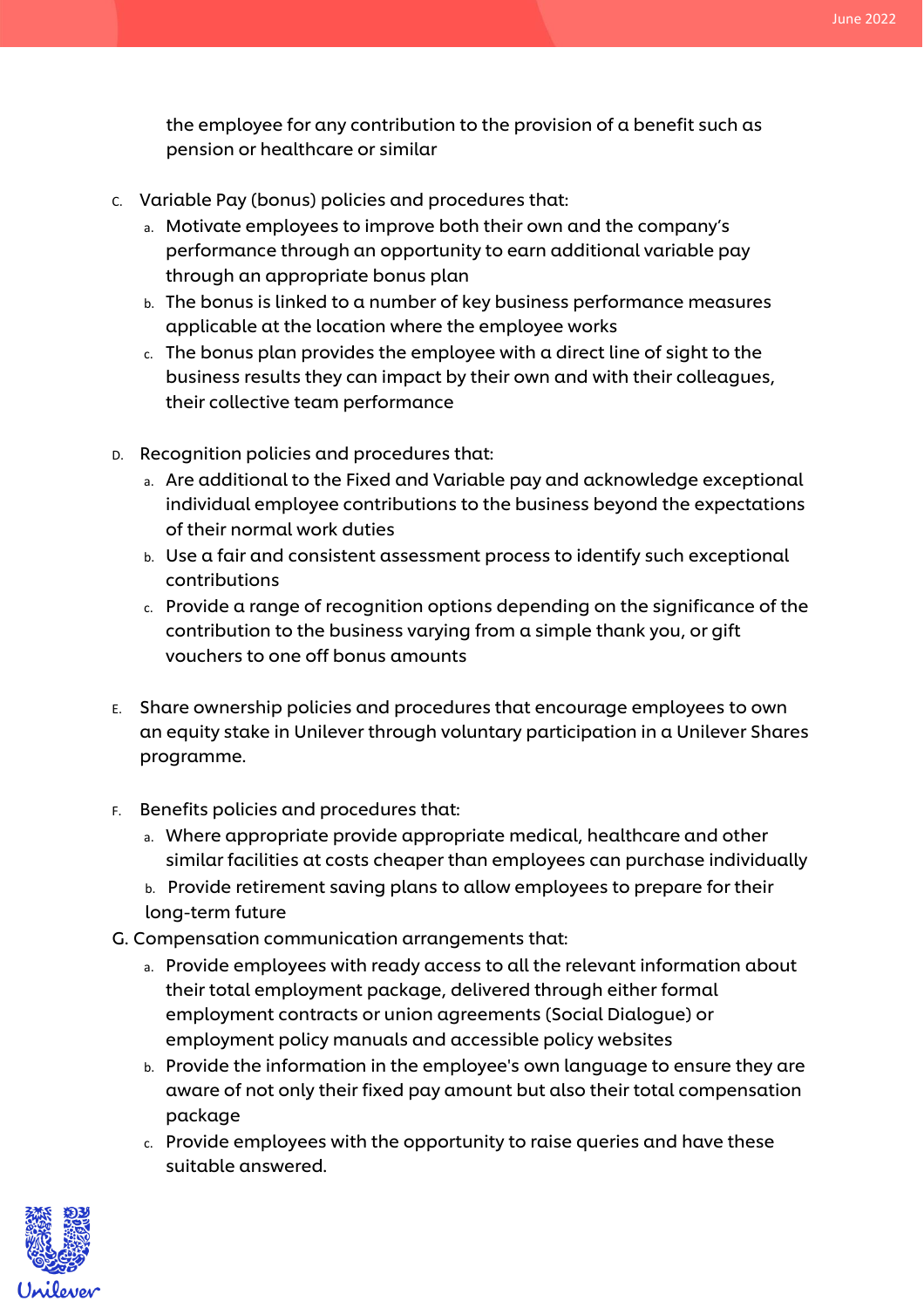the employee for any contribution to the provision of a benefit such as pension or healthcare or similar

C. Variable Pay (bonus) policies and procedures that:
   a. Motivate employees to improve both their own and the company's performance through an opportunity to earn additional variable pay through an appropriate bonus plan
   b. The bonus is linked to a number of key business performance measures applicable at the location where the employee works
   c. The bonus plan provides the employee with a direct line of sight to the business results they can impact by their own and with their colleagues, their collective team performance

D. Recognition policies and procedures that:
   a. Are additional to the Fixed and Variable pay and acknowledge exceptional individual employee contributions to the business beyond the expectations of their normal work duties
   b. Use a fair and consistent assessment process to identify such exceptional contributions
   c. Provide a range of recognition options depending on the significance of the contribution to the business varying from a simple thank you, or gift vouchers to one off bonus amounts

E. Share ownership policies and procedures that encourage employees to own an equity stake in Unilever through voluntary participation in a Unilever Shares programme.

F. Benefits policies and procedures that:
   a. Where appropriate provide appropriate medical, healthcare and other similar facilities at costs cheaper than employees can purchase individually
   b. Provide retirement saving plans to allow employees to prepare for their long-term future

G. Compensation communication arrangements that:
   a. Provide employees with ready access to all the relevant information about their total employment package, delivered through either formal employment contracts or union agreements (Social Dialogue) or employment policy manuals and accessible policy websites
   b. Provide the information in the employee's own language to ensure they are aware of not only their fixed pay amount but also their total compensation package
   c. Provide employees with the opportunity to raise queries and have these suitable answered.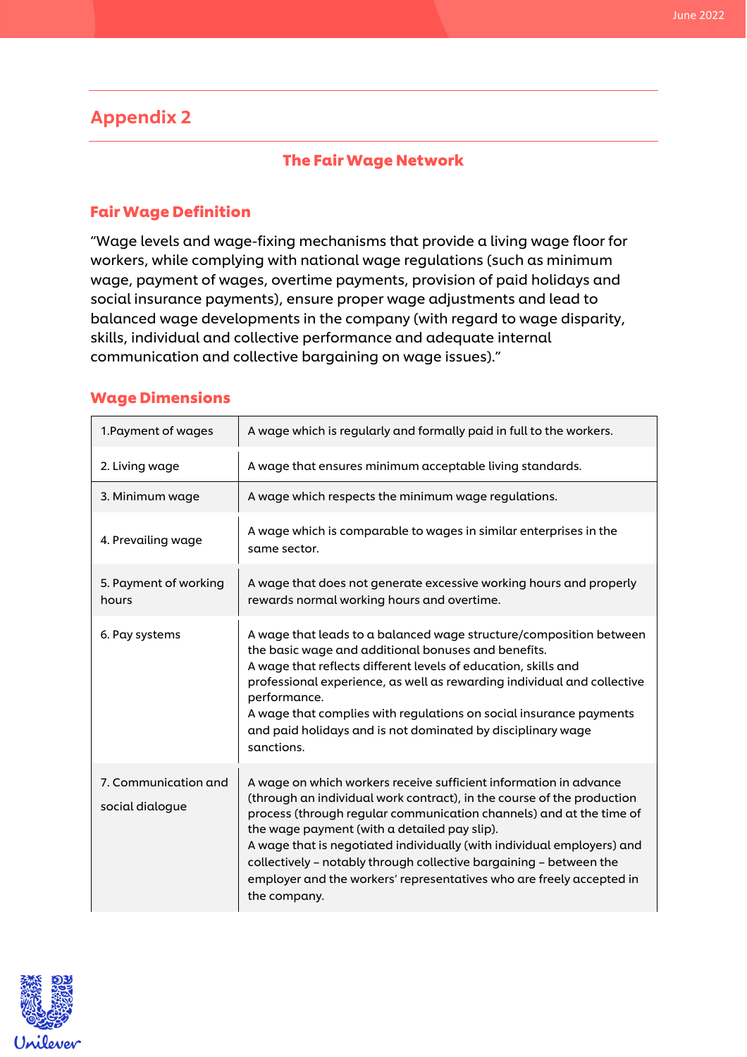## Appendix 2

### The Fair Wage Network

### Fair Wage Definition

"Wage levels and wage-fixing mechanisms that provide a living wage floor for workers, while complying with national wage regulations (such as minimum wage, payment of wages, overtime payments, provision of paid holidays and social insurance payments), ensure proper wage adjustments and lead to balanced wage developments in the company (with regard to wage disparity, skills, individual and collective performance and adequate internal communication and collective bargaining on wage issues)."

### Wage Dimensions

| | |
|---|---|
| 1.Payment of wages | A wage which is regularly and formally paid in full to the workers. |
| 2. Living wage | A wage that ensures minimum acceptable living standards. |
| 3. Minimum wage | A wage which respects the minimum wage regulations. |
| 4. Prevailing wage | A wage which is comparable to wages in similar enterprises in the same sector. |
| 5. Payment of working hours | A wage that does not generate excessive working hours and properly rewards normal working hours and overtime. |
| 6. Pay systems | A wage that leads to a balanced wage structure/composition between the basic wage and additional bonuses and benefits.<br>A wage that reflects different levels of education, skills and professional experience, as well as rewarding individual and collective performance.<br>A wage that complies with regulations on social insurance payments and paid holidays and is not dominated by disciplinary wage sanctions. |
| 7. Communication and social dialogue | A wage on which workers receive sufficient information in advance (through an individual work contract), in the course of the production process (through regular communication channels) and at the time of the wage payment (with a detailed pay slip).<br>A wage that is negotiated individually (with individual employers) and collectively – notably through collective bargaining – between the employer and the workers' representatives who are freely accepted in the company. |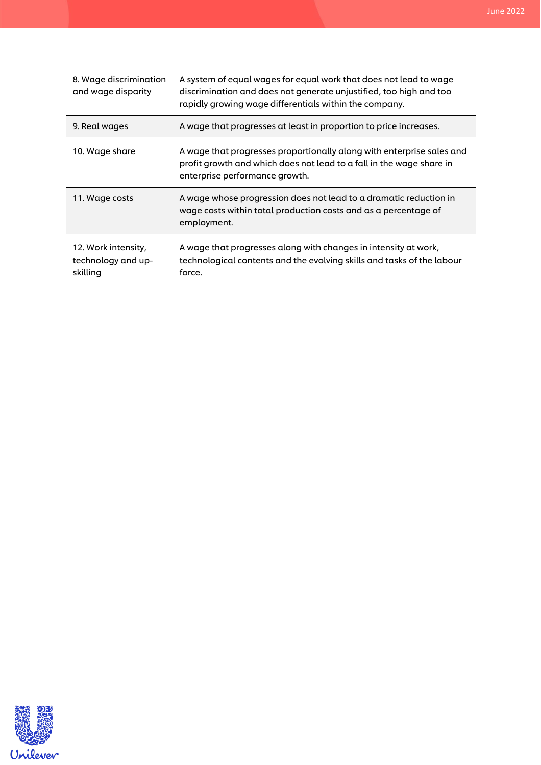| | |
|---|---|
| 8. Wage discrimination and wage disparity | A system of equal wages for equal work that does not lead to wage discrimination and does not generate unjustified, too high and too rapidly growing wage differentials within the company. |
| 9. Real wages | A wage that progresses at least in proportion to price increases. |
| 10. Wage share | A wage that progresses proportionally along with enterprise sales and profit growth and which does not lead to a fall in the wage share in enterprise performance growth. |
| 11. Wage costs | A wage whose progression does not lead to a dramatic reduction in wage costs within total production costs and as a percentage of employment. |
| 12. Work intensity, technology and up-skilling | A wage that progresses along with changes in intensity at work, technological contents and the evolving skills and tasks of the labour force. |